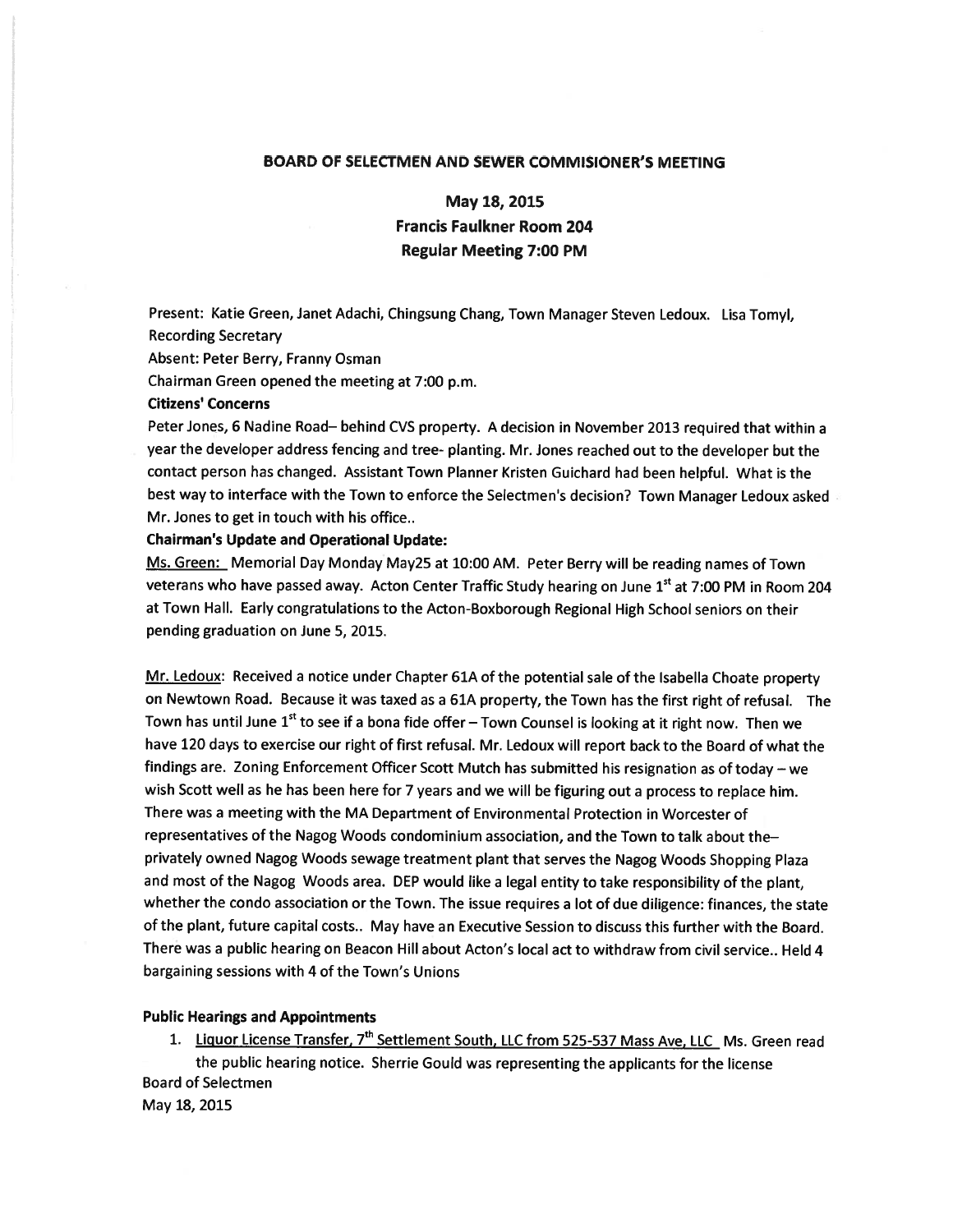## BOARD OF SELECTMEN AND SEWER COMMISIONER'S MEETING

### May 18, 2015
### Francis Faulkner Room 204
### Regular Meeting 7:00 PM

Present: Katie Green, Janet Adachi, Chingsung Chang, Town Manager Steven Ledoux. Lisa Tomyl, Recording Secretary

Absent: Peter Berry, Franny Osman

Chairman Green opened the meeting at 7:00 p.m.

**Citizens' Concerns**

Peter Jones, 6 Nadine Road– behind CVS property. A decision in November 2013 required that within a year the developer address fencing and tree- planting. Mr. Jones reached out to the developer but the contact person has changed. Assistant Town Planner Kristen Guichard had been helpful. What is the best way to interface with the Town to enforce the Selectmen's decision? Town Manager Ledoux asked Mr. Jones to get in touch with his office..

**Chairman's Update and Operational Update:**

Ms. Green: Memorial Day Monday May25 at 10:00 AM. Peter Berry will be reading names of Town veterans who have passed away. Acton Center Traffic Study hearing on June 1st at 7:00 PM in Room 204 at Town Hall. Early congratulations to the Acton-Boxborough Regional High School seniors on their pending graduation on June 5, 2015.

Mr. Ledoux: Received a notice under Chapter 61A of the potential sale of the Isabella Choate property on Newtown Road. Because it was taxed as a 61A property, the Town has the first right of refusal. The Town has until June 1st to see if a bona fide offer – Town Counsel is looking at it right now. Then we have 120 days to exercise our right of first refusal. Mr. Ledoux will report back to the Board of what the findings are. Zoning Enforcement Officer Scott Mutch has submitted his resignation as of today – we wish Scott well as he has been here for 7 years and we will be figuring out a process to replace him. There was a meeting with the MA Department of Environmental Protection in Worcester of representatives of the Nagog Woods condominium association, and the Town to talk about the– privately owned Nagog Woods sewage treatment plant that serves the Nagog Woods Shopping Plaza and most of the Nagog Woods area. DEP would like a legal entity to take responsibility of the plant, whether the condo association or the Town. The issue requires a lot of due diligence: finances, the state of the plant, future capital costs.. May have an Executive Session to discuss this further with the Board. There was a public hearing on Beacon Hill about Acton's local act to withdraw from civil service.. Held 4 bargaining sessions with 4 of the Town's Unions

**Public Hearings and Appointments**

1. Liquor License Transfer, 7th Settlement South, LLC from 525-537 Mass Ave, LLC Ms. Green read the public hearing notice. Sherrie Gould was representing the applicants for the license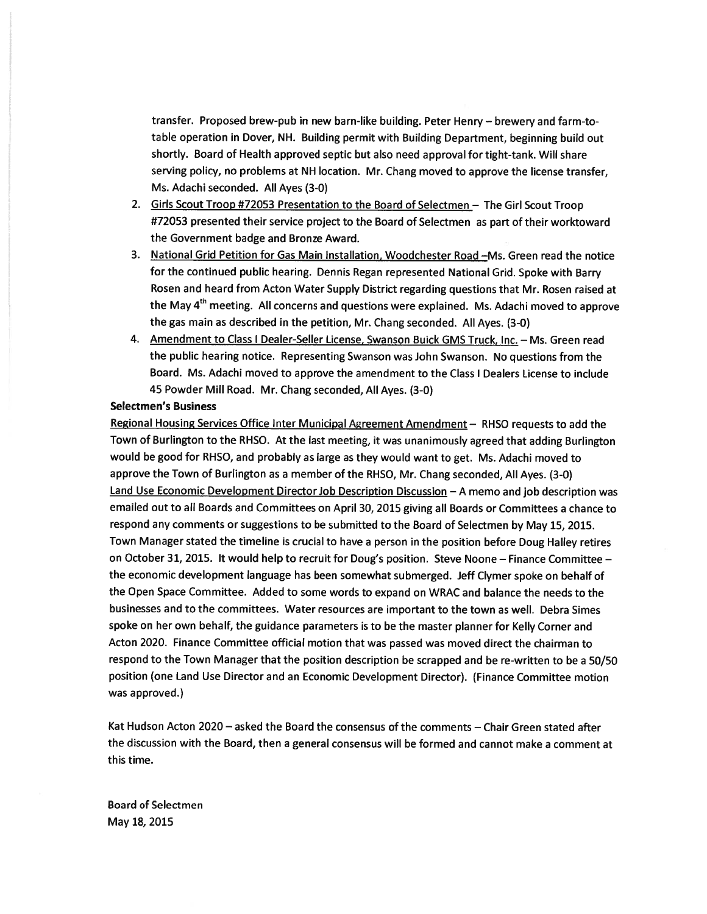transfer. Proposed brew-pub in new barn-like building. Peter Henry – brewery and farm-to-table operation in Dover, NH. Building permit with Building Department, beginning build out shortly. Board of Health approved septic but also need approval for tight-tank. Will share serving policy, no problems at NH location. Mr. Chang moved to approve the license transfer, Ms. Adachi seconded. All Ayes (3-0)

2. Girls Scout Troop #72053 Presentation to the Board of Selectmen – The Girl Scout Troop #72053 presented their service project to the Board of Selectmen as part of their worktoward the Government badge and Bronze Award.
3. National Grid Petition for Gas Main Installation, Woodchester Road –Ms. Green read the notice for the continued public hearing. Dennis Regan represented National Grid. Spoke with Barry Rosen and heard from Acton Water Supply District regarding questions that Mr. Rosen raised at the May 4th meeting. All concerns and questions were explained. Ms. Adachi moved to approve the gas main as described in the petition, Mr. Chang seconded. All Ayes. (3-0)
4. Amendment to Class I Dealer-Seller License, Swanson Buick GMS Truck, Inc. – Ms. Green read the public hearing notice. Representing Swanson was John Swanson. No questions from the Board. Ms. Adachi moved to approve the amendment to the Class I Dealers License to include 45 Powder Mill Road. Mr. Chang seconded, All Ayes. (3-0)

**Selectmen's Business**

Regional Housing Services Office Inter Municipal Agreement Amendment – RHSO requests to add the Town of Burlington to the RHSO. At the last meeting, it was unanimously agreed that adding Burlington would be good for RHSO, and probably as large as they would want to get. Ms. Adachi moved to approve the Town of Burlington as a member of the RHSO, Mr. Chang seconded, All Ayes. (3-0)

Land Use Economic Development Director Job Description Discussion – A memo and job description was emailed out to all Boards and Committees on April 30, 2015 giving all Boards or Committees a chance to respond any comments or suggestions to be submitted to the Board of Selectmen by May 15, 2015. Town Manager stated the timeline is crucial to have a person in the position before Doug Halley retires on October 31, 2015. It would help to recruit for Doug's position. Steve Noone – Finance Committee – the economic development language has been somewhat submerged. Jeff Clymer spoke on behalf of the Open Space Committee. Added to some words to expand on WRAC and balance the needs to the businesses and to the committees. Water resources are important to the town as well. Debra Simes spoke on her own behalf, the guidance parameters is to be the master planner for Kelly Corner and Acton 2020. Finance Committee official motion that was passed was moved direct the chairman to respond to the Town Manager that the position description be scrapped and be re-written to be a 50/50 position (one Land Use Director and an Economic Development Director). (Finance Committee motion was approved.)

Kat Hudson Acton 2020 – asked the Board the consensus of the comments – Chair Green stated after the discussion with the Board, then a general consensus will be formed and cannot make a comment at this time.

Board of Selectmen
May 18, 2015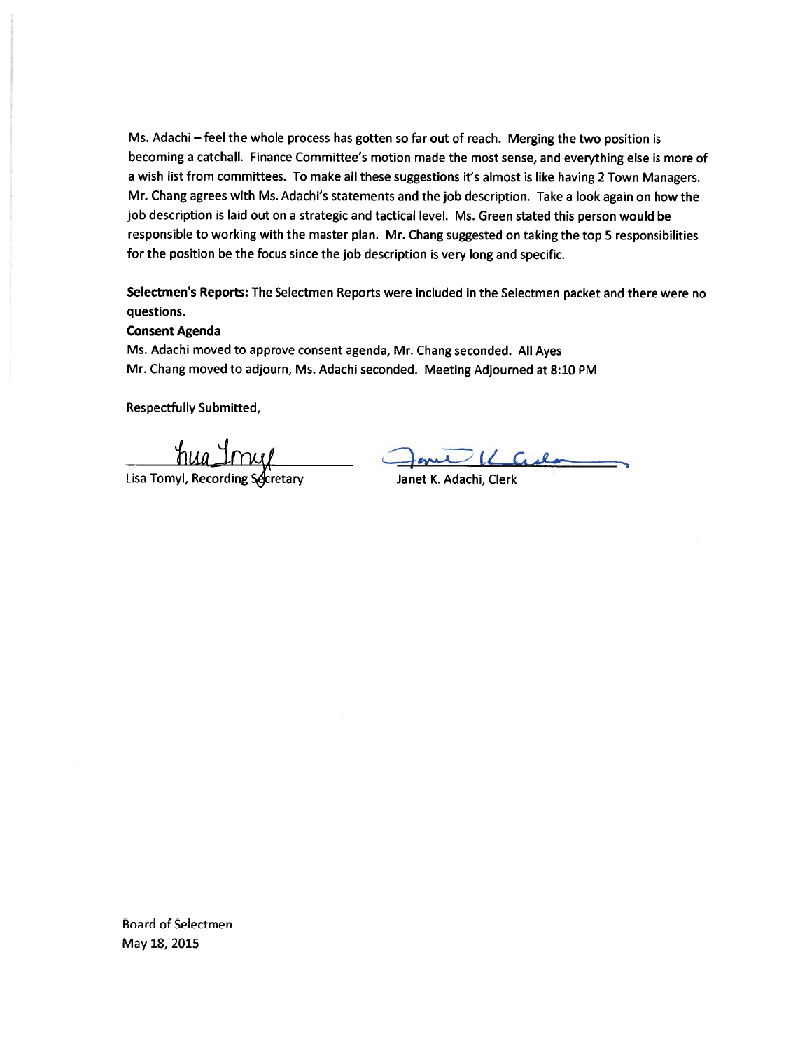Ms. Adachi – feel the whole process has gotten so far out of reach. Merging the two position is becoming a catchall. Finance Committee's motion made the most sense, and everything else is more of a wish list from committees. To make all these suggestions it's almost is like having 2 Town Managers. Mr. Chang agrees with Ms. Adachi's statements and the job description. Take a look again on how the job description is laid out on a strategic and tactical level. Ms. Green stated this person would be responsible to working with the master plan. Mr. Chang suggested on taking the top 5 responsibilities for the position be the focus since the job description is very long and specific.

**Selectmen's Reports:** The Selectmen Reports were included in the Selectmen packet and there were no questions.

**Consent Agenda**

Ms. Adachi moved to approve consent agenda, Mr. Chang seconded. All Ayes

Mr. Chang moved to adjourn, Ms. Adachi seconded. Meeting Adjourned at 8:10 PM

Respectfully Submitted,

Lisa Tomyl, Recording Secretary

Janet K. Adachi, Clerk